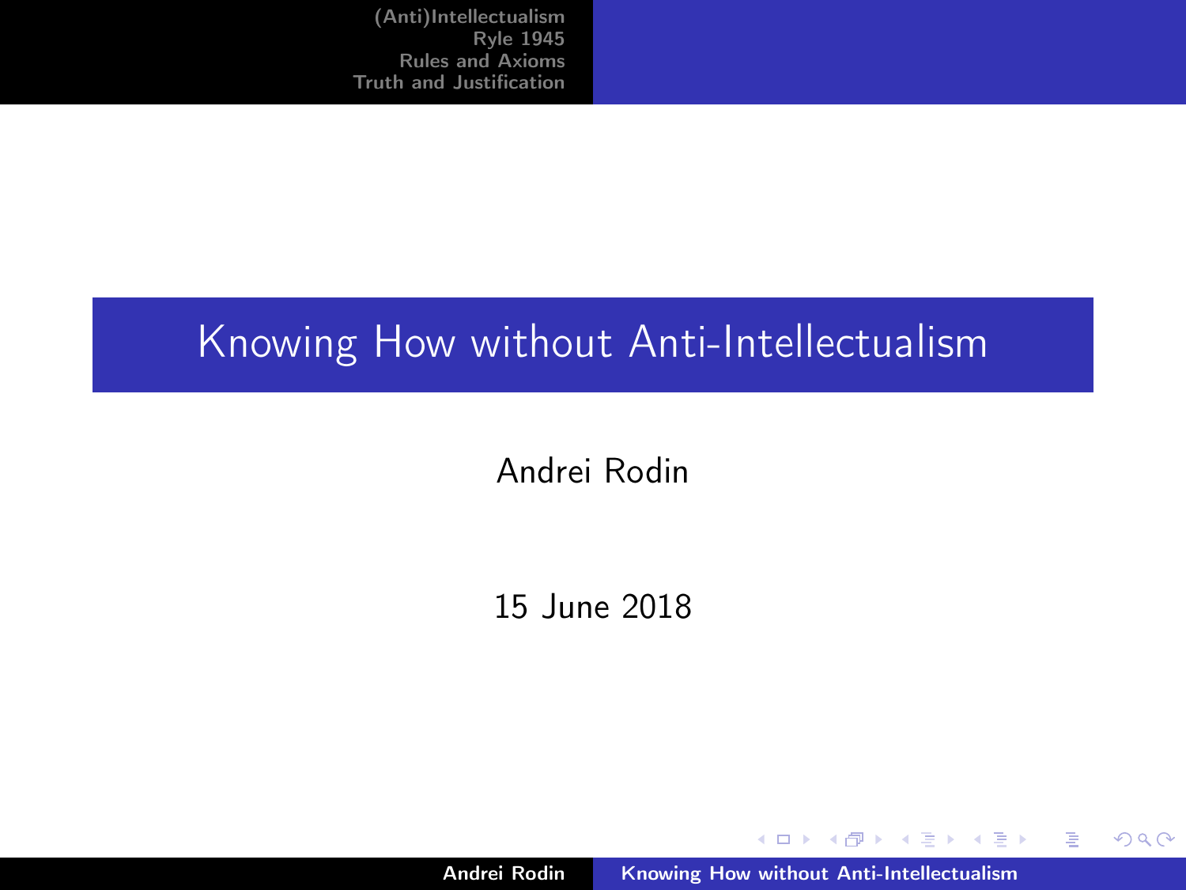# Knowing How without Anti-Intellectualism

Andrei Rodin

15 June 2018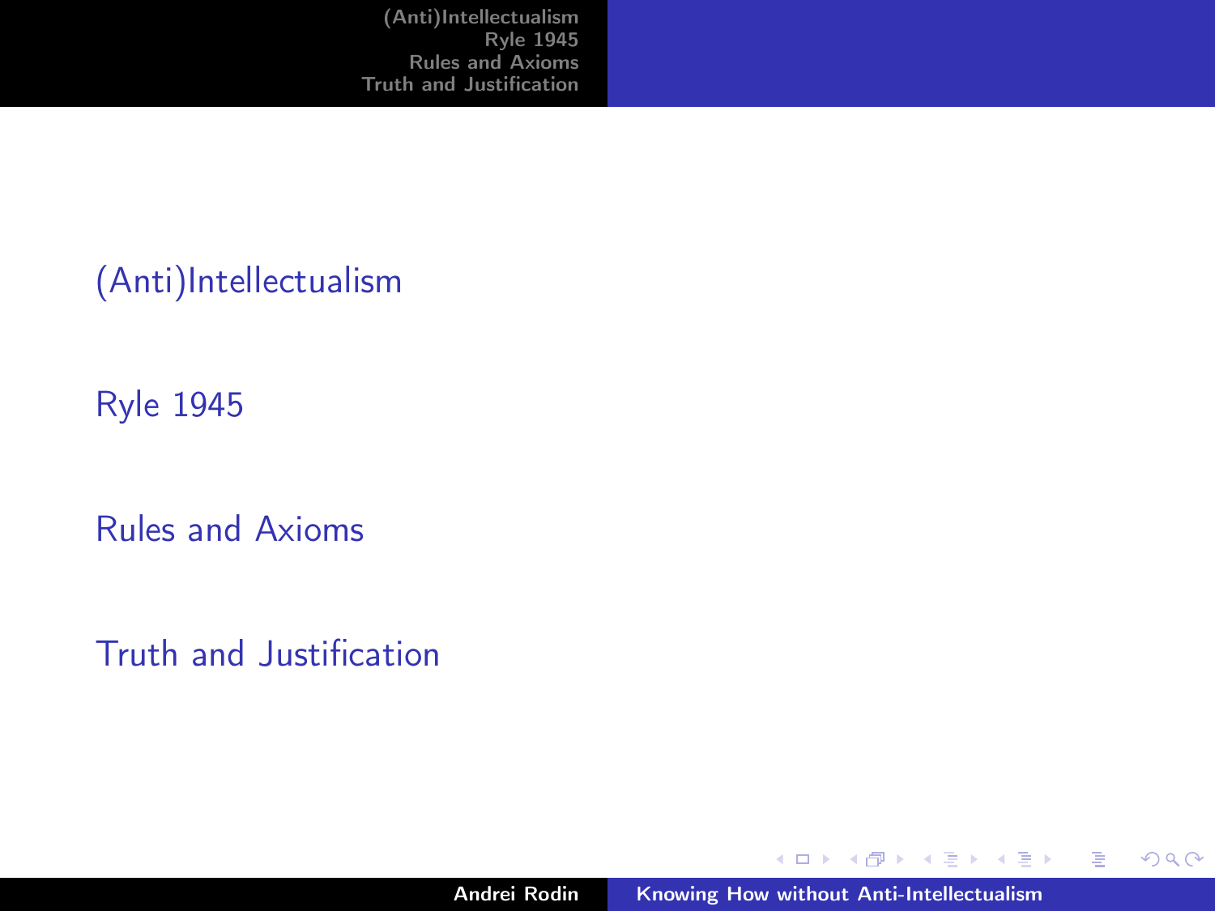(Anti)Intellectualism

Ryle 1945

Rules and Axioms

Truth and Justification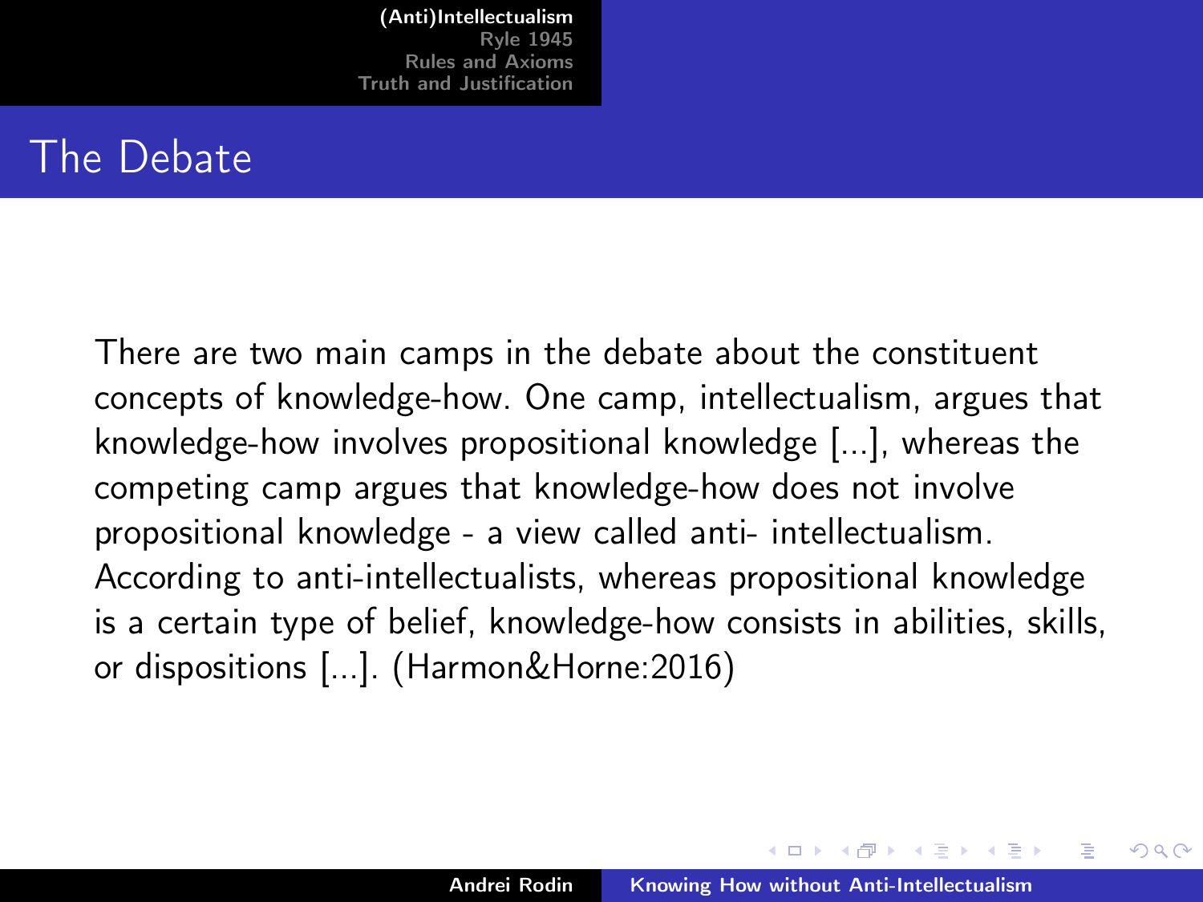## The Debate

There are two main camps in the debate about the constituent concepts of knowledge-how. One camp, intellectualism, argues that knowledge-how involves propositional knowledge [...], whereas the competing camp argues that knowledge-how does not involve propositional knowledge - a view called anti- intellectualism. According to anti-intellectualists, whereas propositional knowledge is a certain type of belief, knowledge-how consists in abilities, skills, or dispositions [...]. (Harmon&Horne:2016)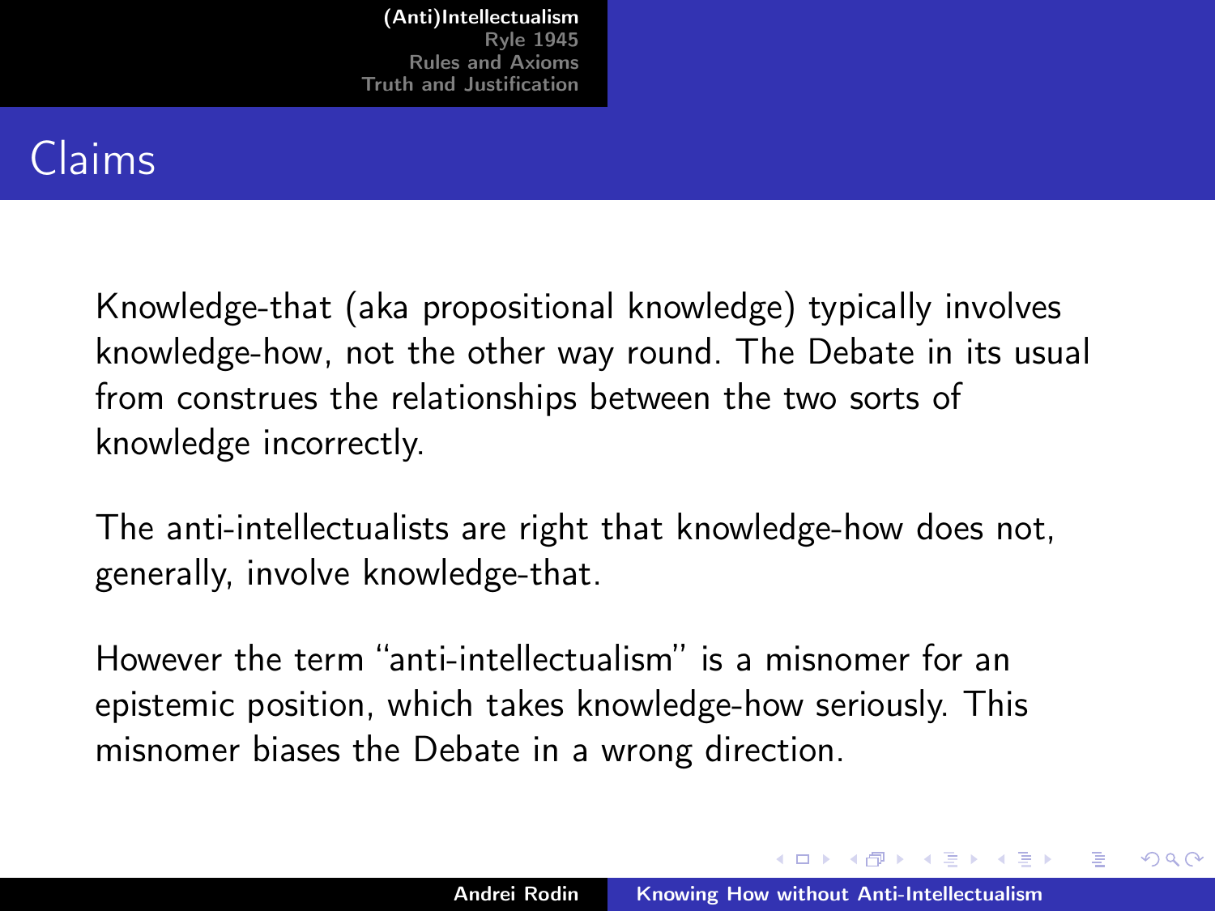## Claims

Knowledge-that (aka propositional knowledge) typically involves knowledge-how, not the other way round. The Debate in its usual from construes the relationships between the two sorts of knowledge incorrectly.

The anti-intellectualists are right that knowledge-how does not, generally, involve knowledge-that.

However the term "anti-intellectualism" is a misnomer for an epistemic position, which takes knowledge-how seriously. This misnomer biases the Debate in a wrong direction.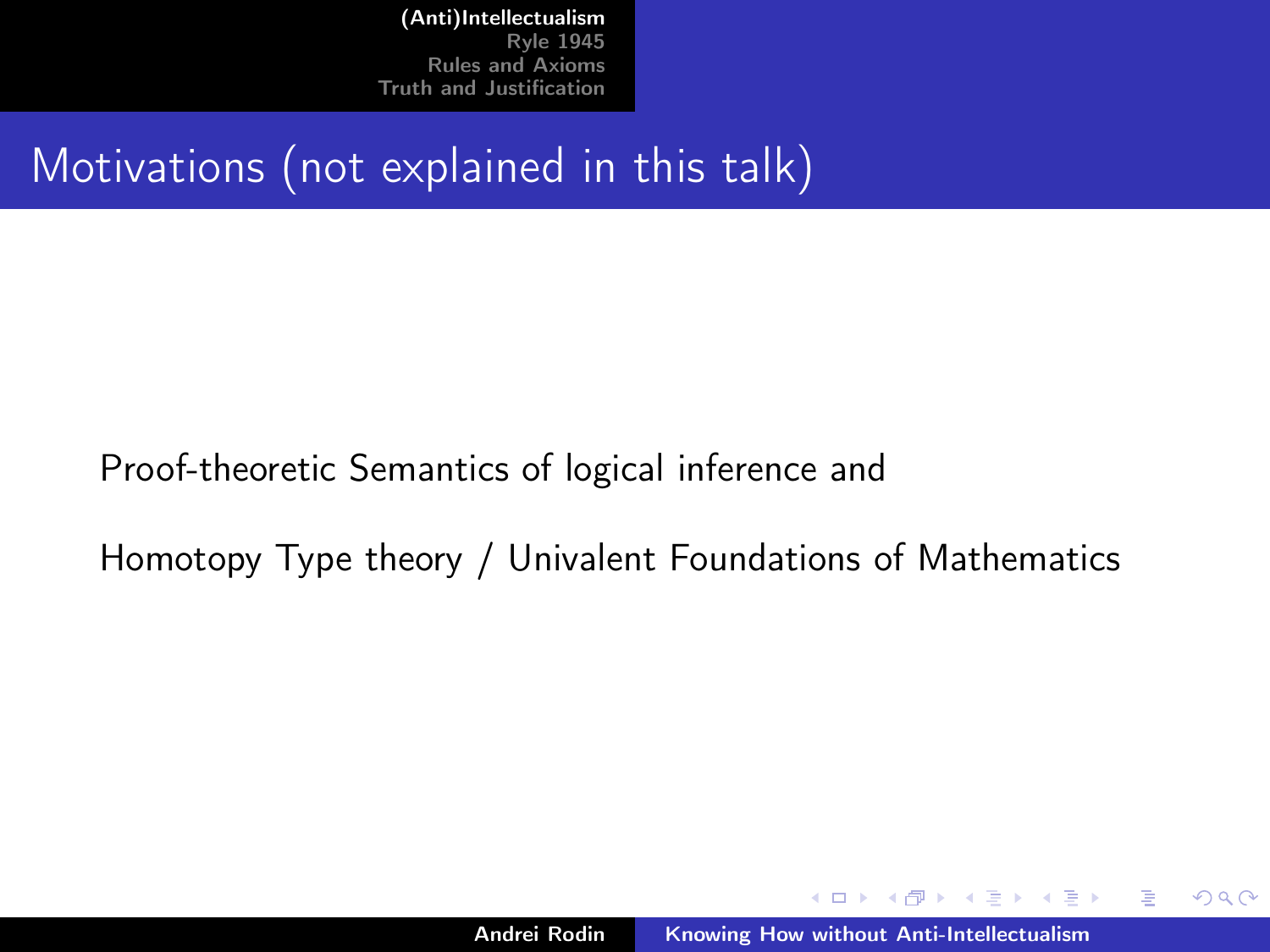# Motivations (not explained in this talk)

Proof-theoretic Semantics of logical inference and

Homotopy Type theory / Univalent Foundations of Mathematics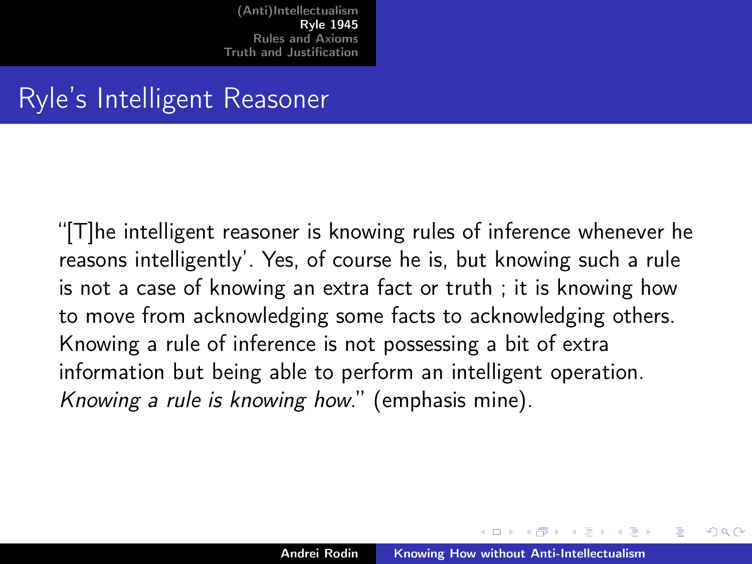## Ryle's Intelligent Reasoner

"[T]he intelligent reasoner is knowing rules of inference whenever he reasons intelligently'. Yes, of course he is, but knowing such a rule is not a case of knowing an extra fact or truth ; it is knowing how to move from acknowledging some facts to acknowledging others. Knowing a rule of inference is not possessing a bit of extra information but being able to perform an intelligent operation. *Knowing a rule is knowing how.*" (emphasis mine).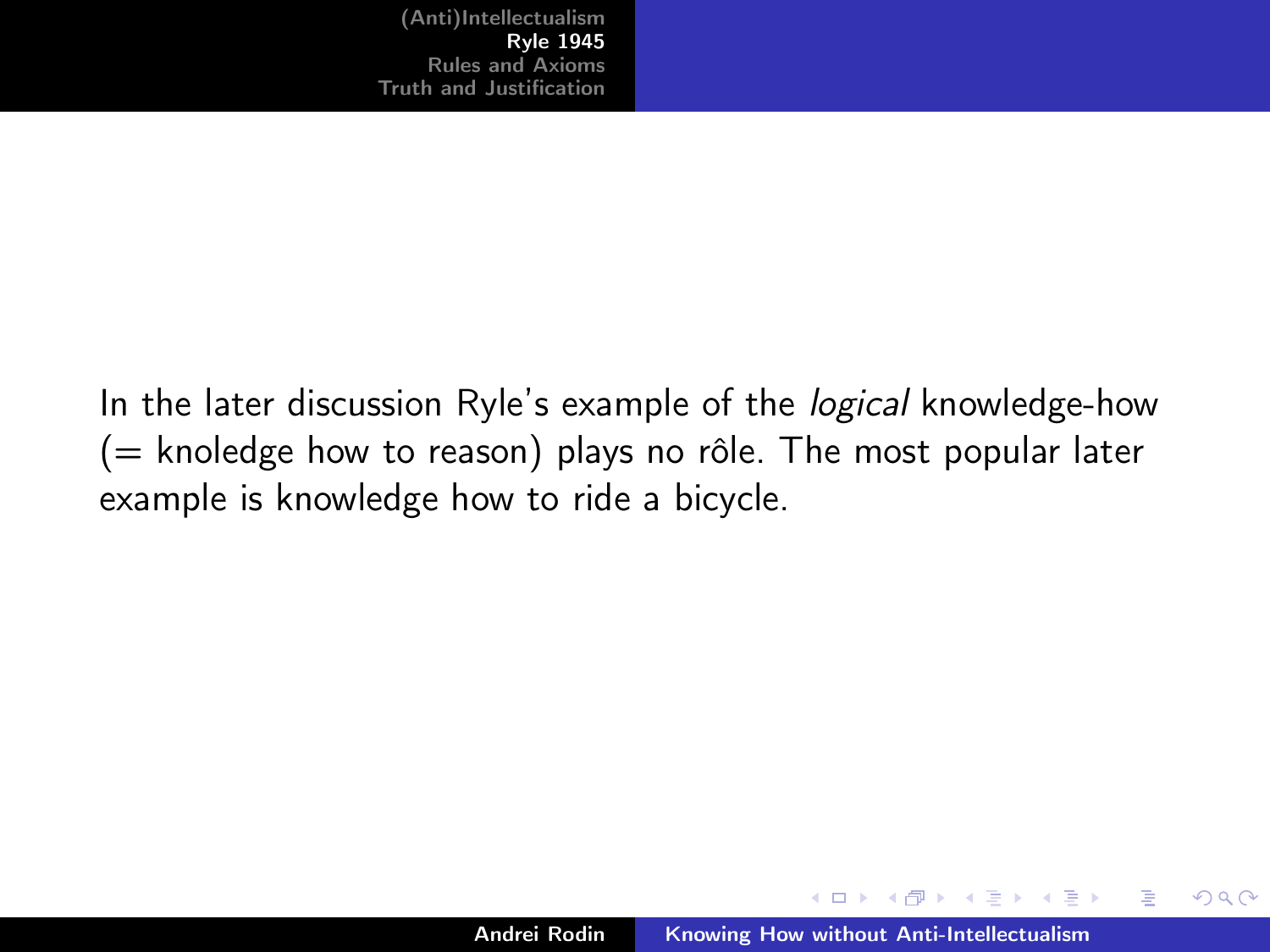In the later discussion Ryle's example of the *logical* knowledge-how (= knoledge how to reason) plays no rôle. The most popular later example is knowledge how to ride a bicycle.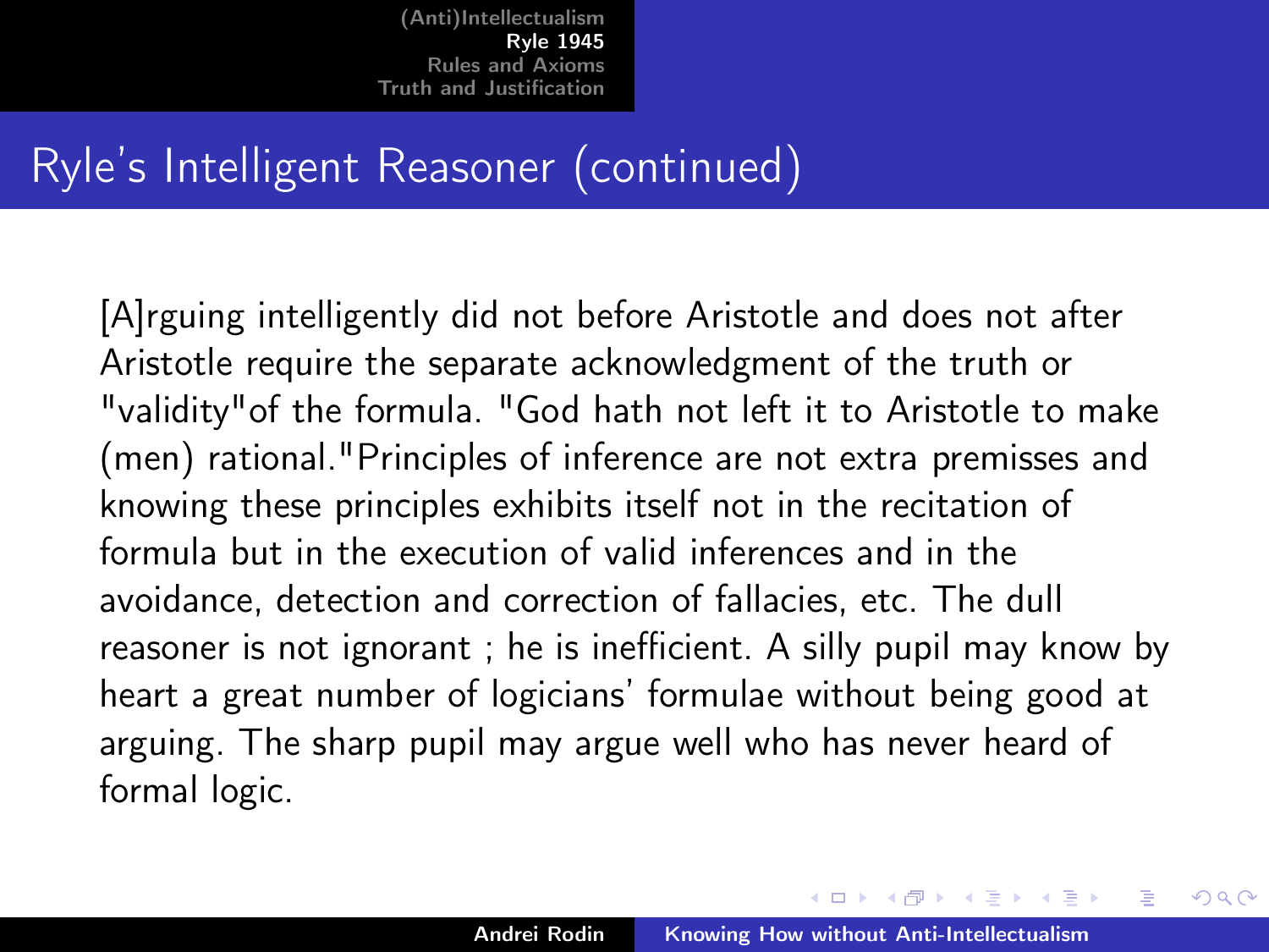# Ryle's Intelligent Reasoner (continued)

[A]rguing intelligently did not before Aristotle and does not after Aristotle require the separate acknowledgment of the truth or "validity"of the formula. "God hath not left it to Aristotle to make (men) rational."Principles of inference are not extra premisses and knowing these principles exhibits itself not in the recitation of formula but in the execution of valid inferences and in the avoidance, detection and correction of fallacies, etc. The dull reasoner is not ignorant ; he is inefficient. A silly pupil may know by heart a great number of logicians' formulae without being good at arguing. The sharp pupil may argue well who has never heard of formal logic.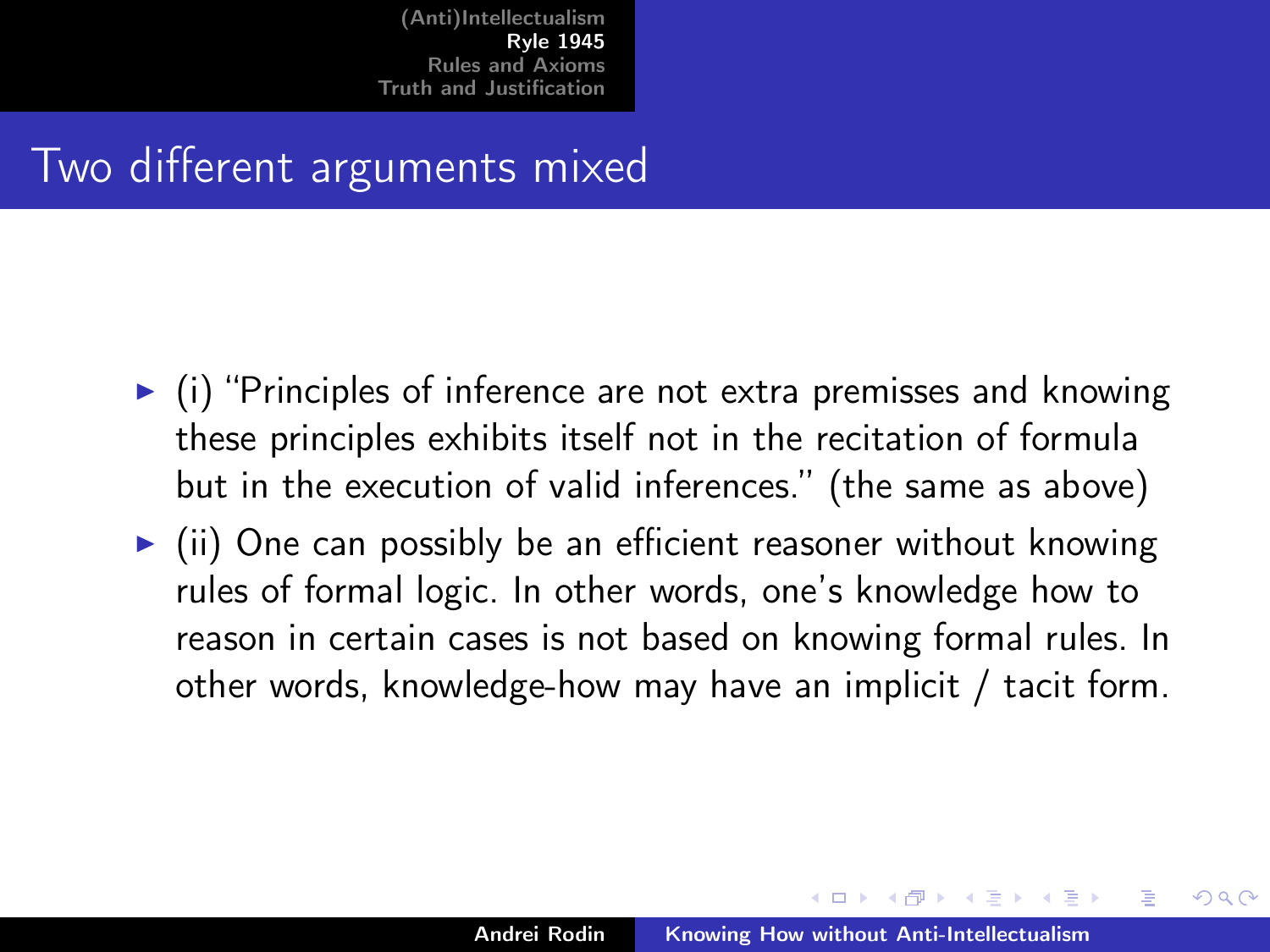# Two different arguments mixed

- (i) "Principles of inference are not extra premisses and knowing these principles exhibits itself not in the recitation of formula but in the execution of valid inferences." (the same as above)
- (ii) One can possibly be an efficient reasoner without knowing rules of formal logic. In other words, one's knowledge how to reason in certain cases is not based on knowing formal rules. In other words, knowledge-how may have an implicit / tacit form.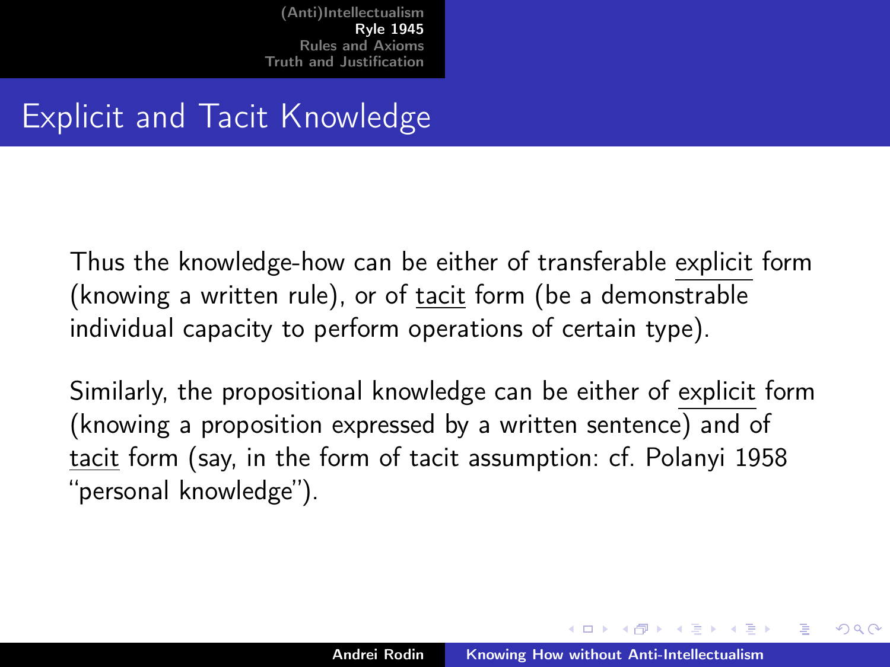## Explicit and Tacit Knowledge

Thus the knowledge-how can be either of transferable explicit form (knowing a written rule), or of tacit form (be a demonstrable individual capacity to perform operations of certain type).

Similarly, the propositional knowledge can be either of explicit form (knowing a proposition expressed by a written sentence) and of tacit form (say, in the form of tacit assumption: cf. Polanyi 1958 "personal knowledge").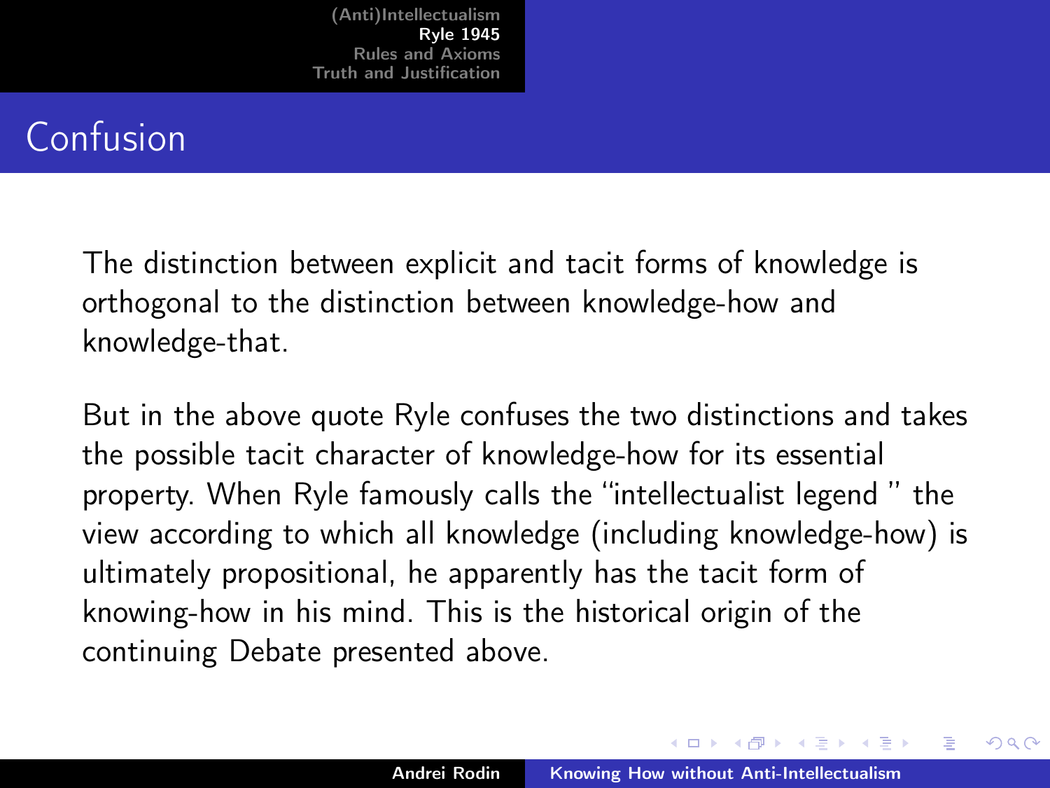## Confusion

The distinction between explicit and tacit forms of knowledge is orthogonal to the distinction between knowledge-how and knowledge-that.

But in the above quote Ryle confuses the two distinctions and takes the possible tacit character of knowledge-how for its essential property. When Ryle famously calls the "intellectualist legend " the view according to which all knowledge (including knowledge-how) is ultimately propositional, he apparently has the tacit form of knowing-how in his mind. This is the historical origin of the continuing Debate presented above.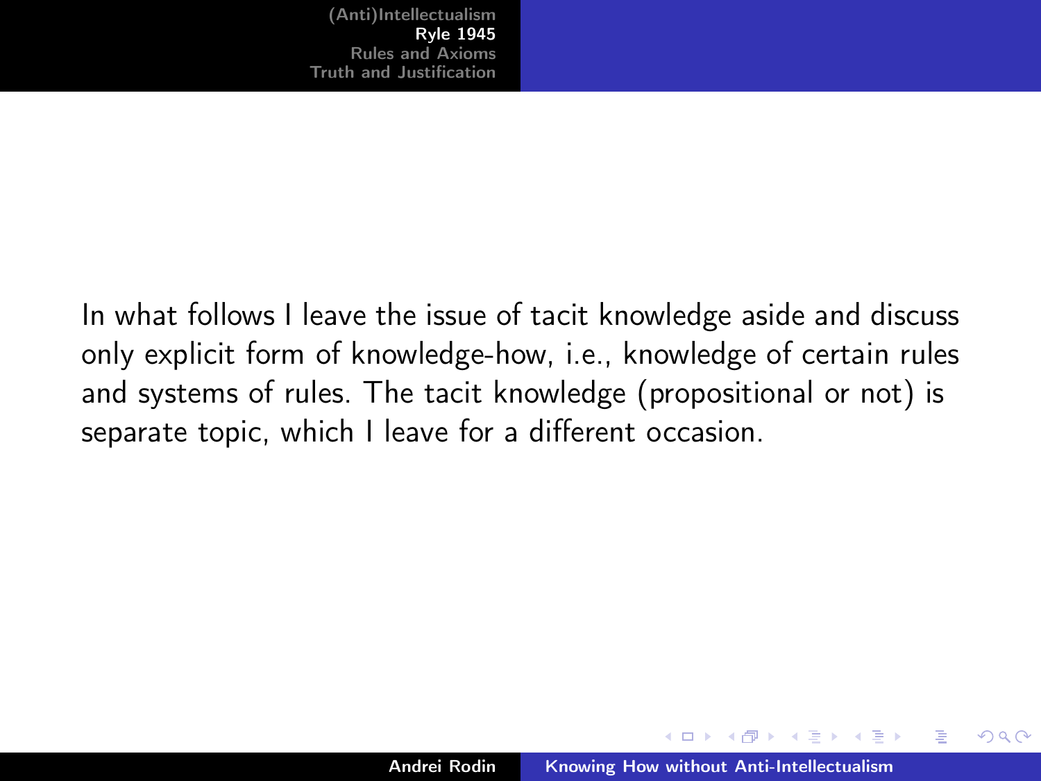In what follows I leave the issue of tacit knowledge aside and discuss only explicit form of knowledge-how, i.e., knowledge of certain rules and systems of rules. The tacit knowledge (propositional or not) is separate topic, which I leave for a different occasion.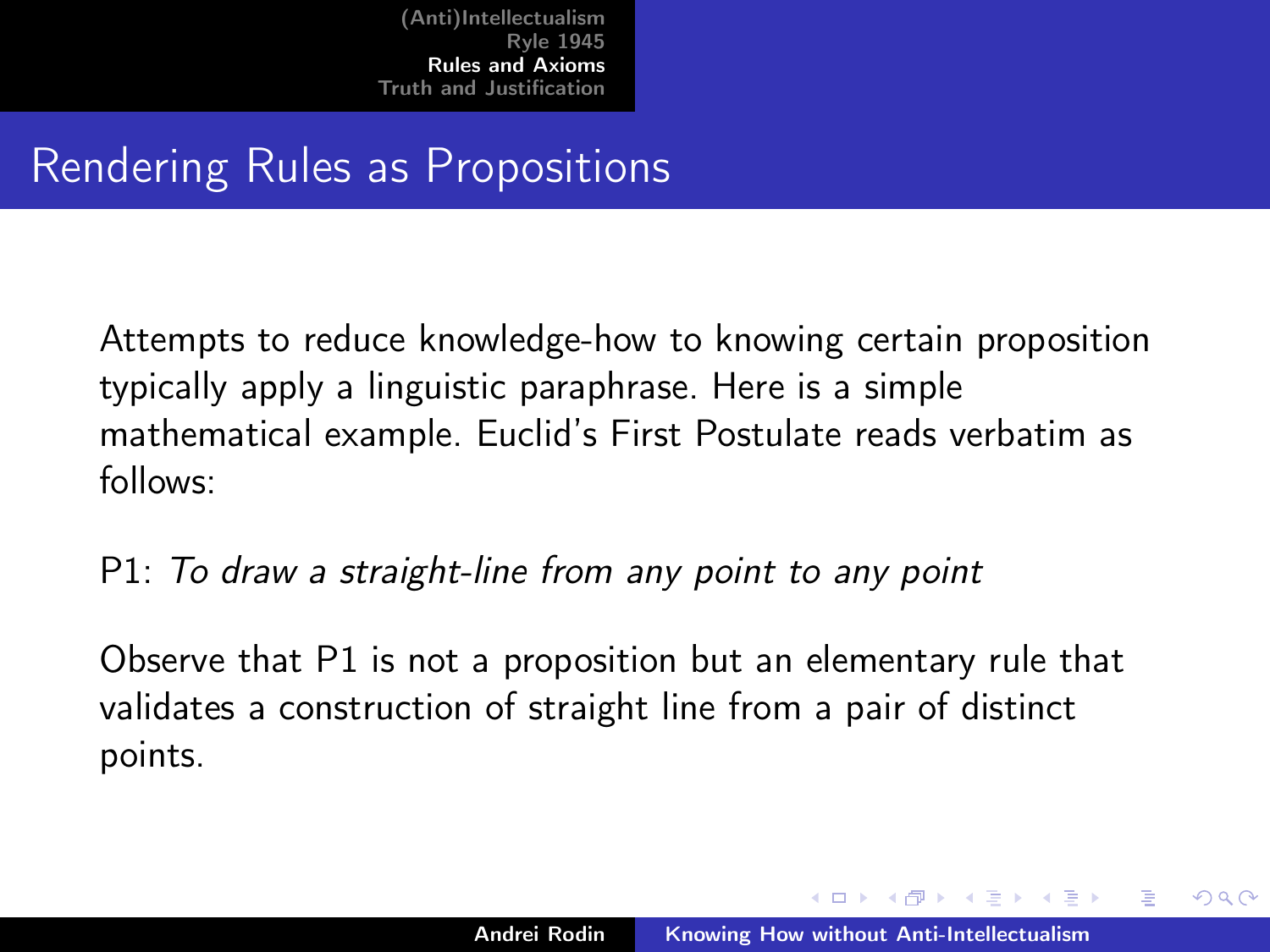## Rendering Rules as Propositions

Attempts to reduce knowledge-how to knowing certain proposition typically apply a linguistic paraphrase. Here is a simple mathematical example. Euclid's First Postulate reads verbatim as follows:

P1: *To draw a straight-line from any point to any point*

Observe that P1 is not a proposition but an elementary rule that validates a construction of straight line from a pair of distinct points.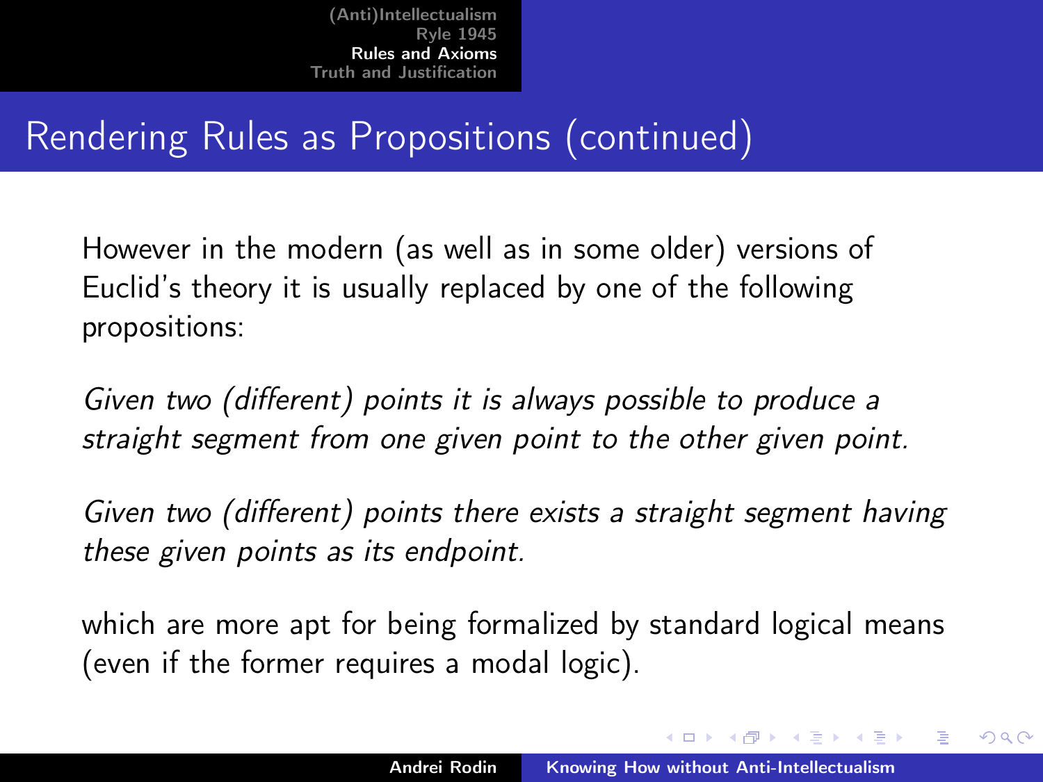# Rendering Rules as Propositions (continued)

However in the modern (as well as in some older) versions of Euclid's theory it is usually replaced by one of the following propositions:

*Given two (different) points it is always possible to produce a straight segment from one given point to the other given point.*

*Given two (different) points there exists a straight segment having these given points as its endpoint.*

which are more apt for being formalized by standard logical means (even if the former requires a modal logic).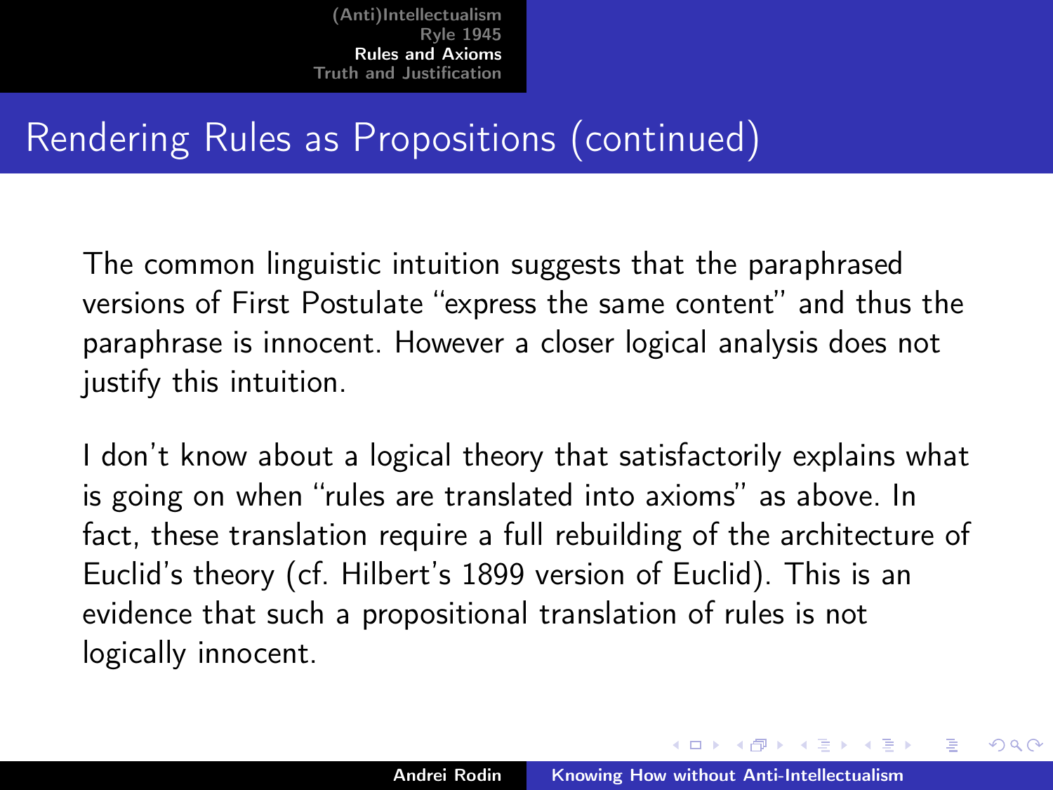## Rendering Rules as Propositions (continued)

The common linguistic intuition suggests that the paraphrased versions of First Postulate "express the same content" and thus the paraphrase is innocent. However a closer logical analysis does not justify this intuition.

I don't know about a logical theory that satisfactorily explains what is going on when "rules are translated into axioms" as above. In fact, these translation require a full rebuilding of the architecture of Euclid's theory (cf. Hilbert's 1899 version of Euclid). This is an evidence that such a propositional translation of rules is not logically innocent.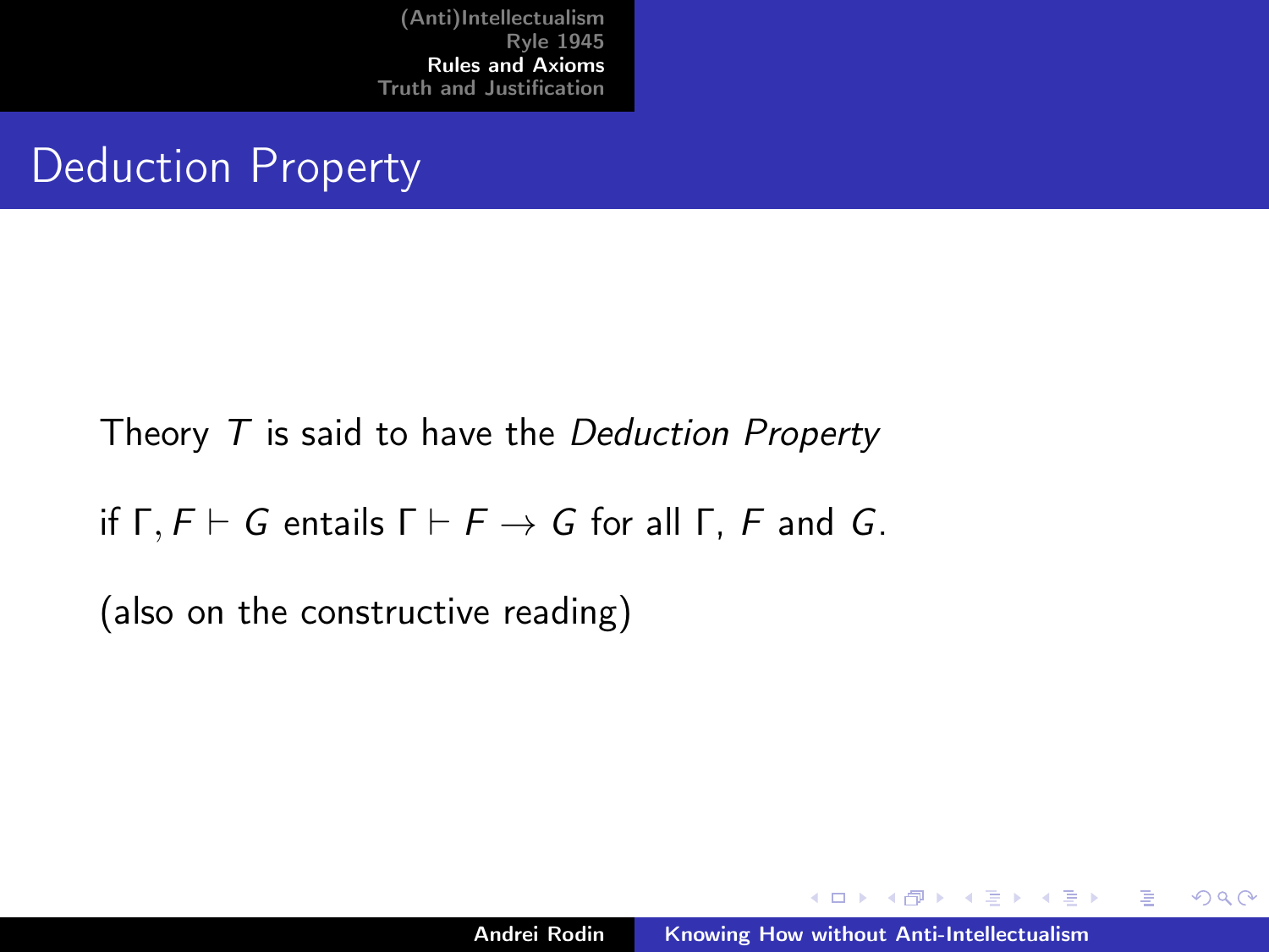# Deduction Property

Theory $T$ is said to have the *Deduction Property*

if $\Gamma, F \vdash G$ entails $\Gamma \vdash F \to G$ for all $\Gamma$, $F$ and $G$.

(also on the constructive reading)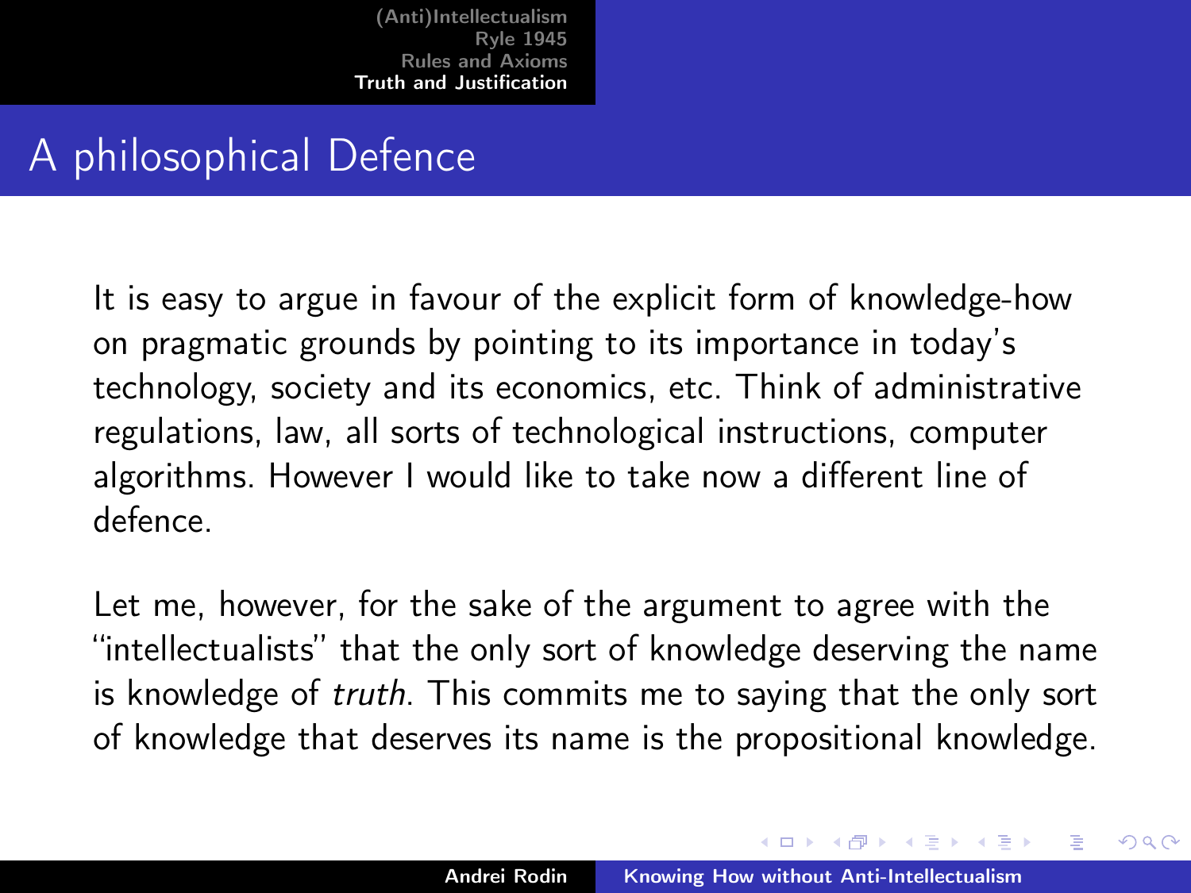# A philosophical Defence

It is easy to argue in favour of the explicit form of knowledge-how on pragmatic grounds by pointing to its importance in today's technology, society and its economics, etc. Think of administrative regulations, law, all sorts of technological instructions, computer algorithms. However I would like to take now a different line of defence.

Let me, however, for the sake of the argument to agree with the "intellectualists" that the only sort of knowledge deserving the name is knowledge of *truth*. This commits me to saying that the only sort of knowledge that deserves its name is the propositional knowledge.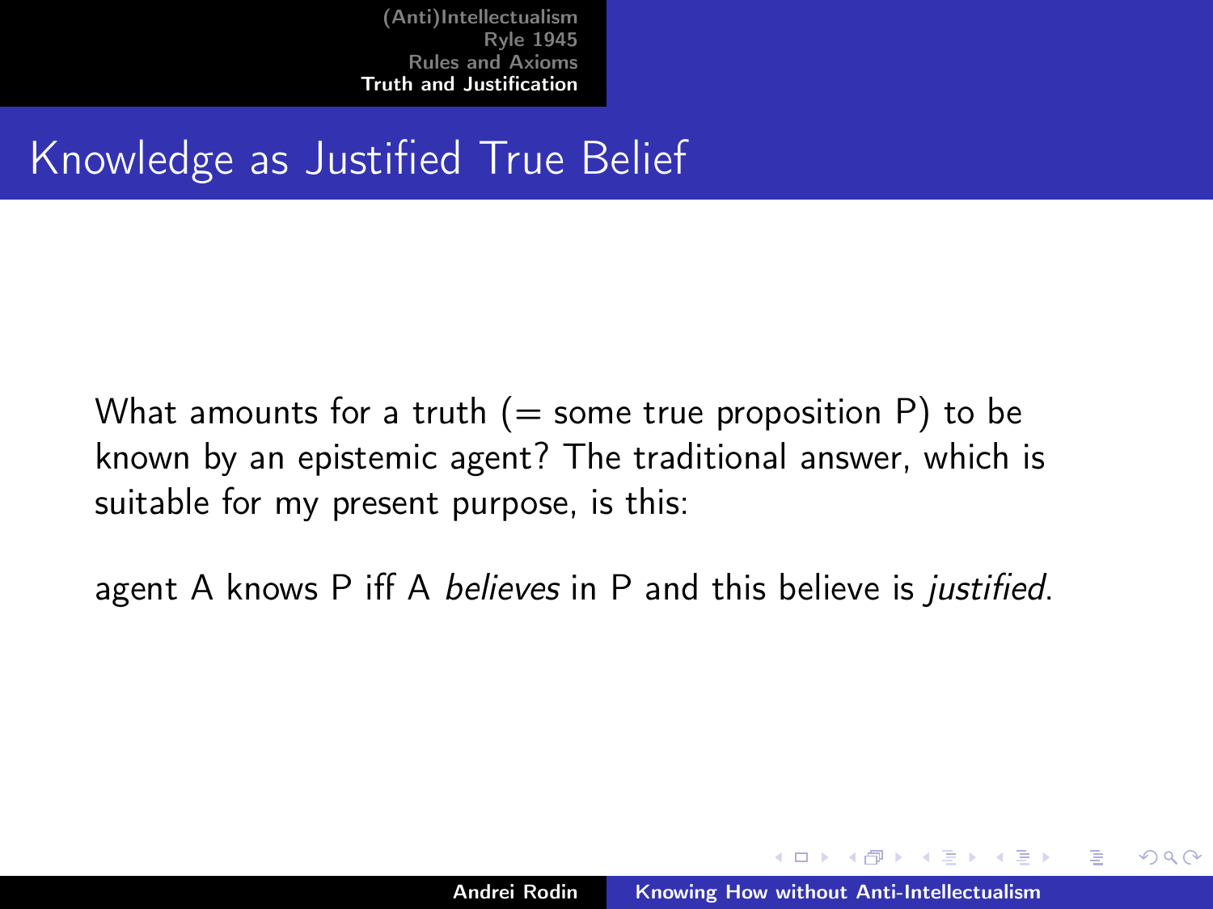# Knowledge as Justified True Belief

What amounts for a truth (= some true proposition P) to be known by an epistemic agent? The traditional answer, which is suitable for my present purpose, is this:

agent A knows P iff A *believes* in P and this believe is *justified*.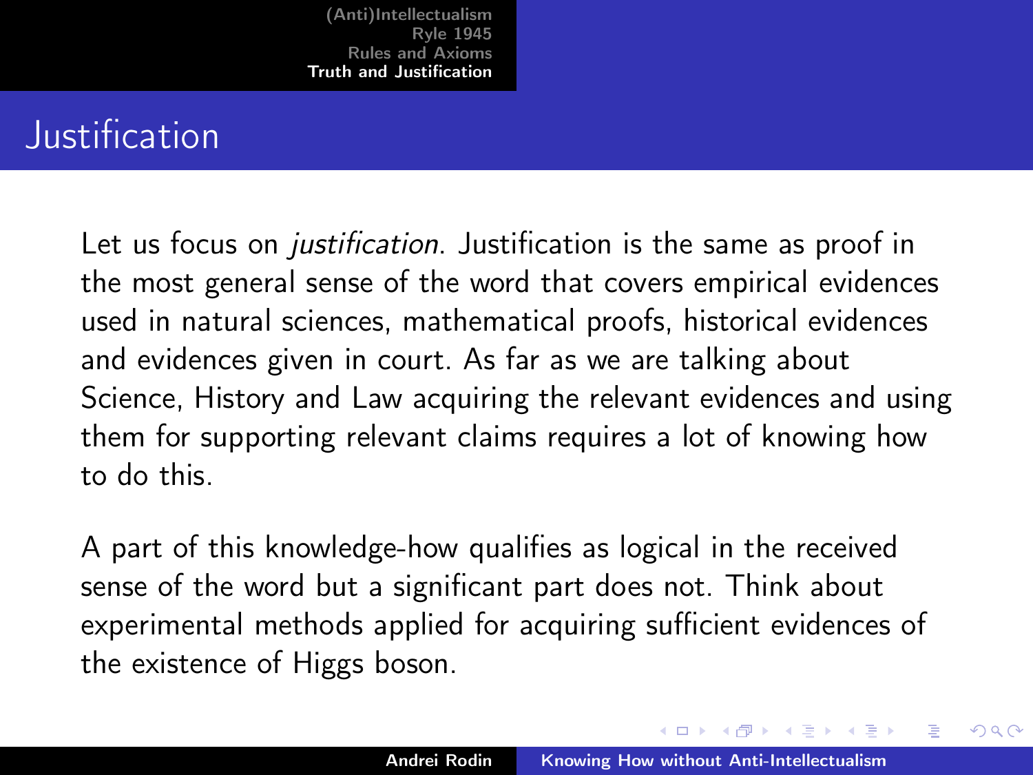## Justification

Let us focus on *justification*. Justification is the same as proof in the most general sense of the word that covers empirical evidences used in natural sciences, mathematical proofs, historical evidences and evidences given in court. As far as we are talking about Science, History and Law acquiring the relevant evidences and using them for supporting relevant claims requires a lot of knowing how to do this.

A part of this knowledge-how qualifies as logical in the received sense of the word but a significant part does not. Think about experimental methods applied for acquiring sufficient evidences of the existence of Higgs boson.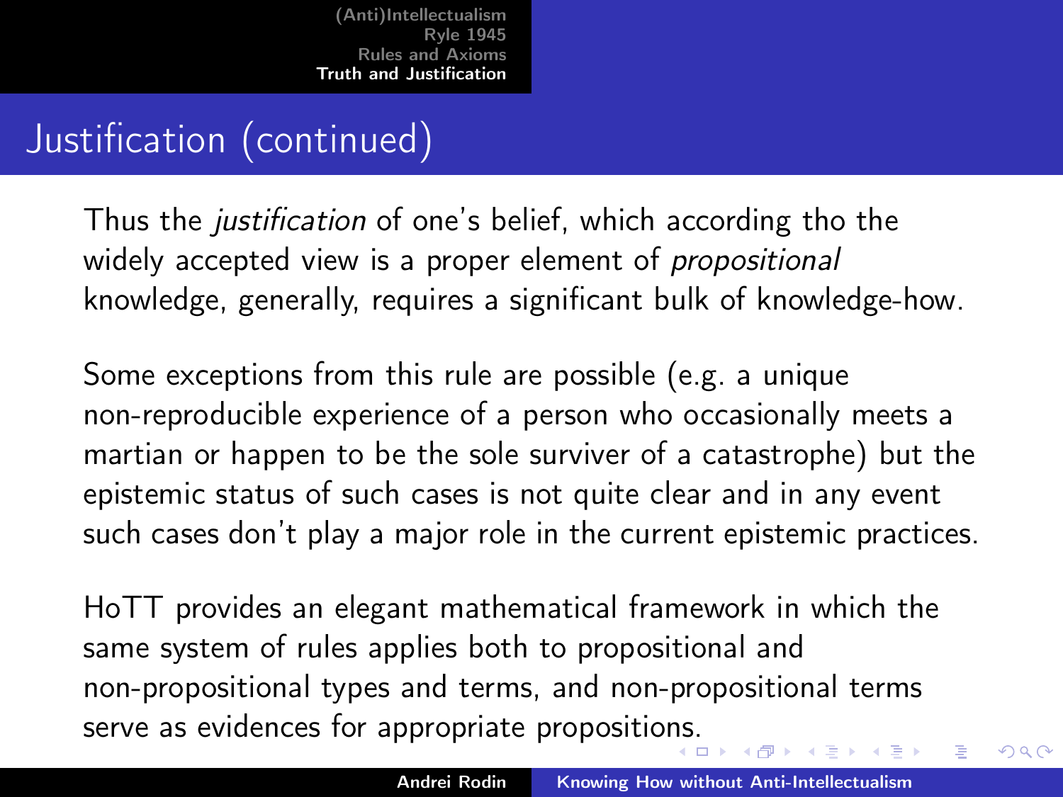## Justification (continued)

Thus the *justification* of one's belief, which according tho the widely accepted view is a proper element of *propositional* knowledge, generally, requires a significant bulk of knowledge-how.

Some exceptions from this rule are possible (e.g. a unique non-reproducible experience of a person who occasionally meets a martian or happen to be the sole surviver of a catastrophe) but the epistemic status of such cases is not quite clear and in any event such cases don't play a major role in the current epistemic practices.

HoTT provides an elegant mathematical framework in which the same system of rules applies both to propositional and non-propositional types and terms, and non-propositional terms serve as evidences for appropriate propositions.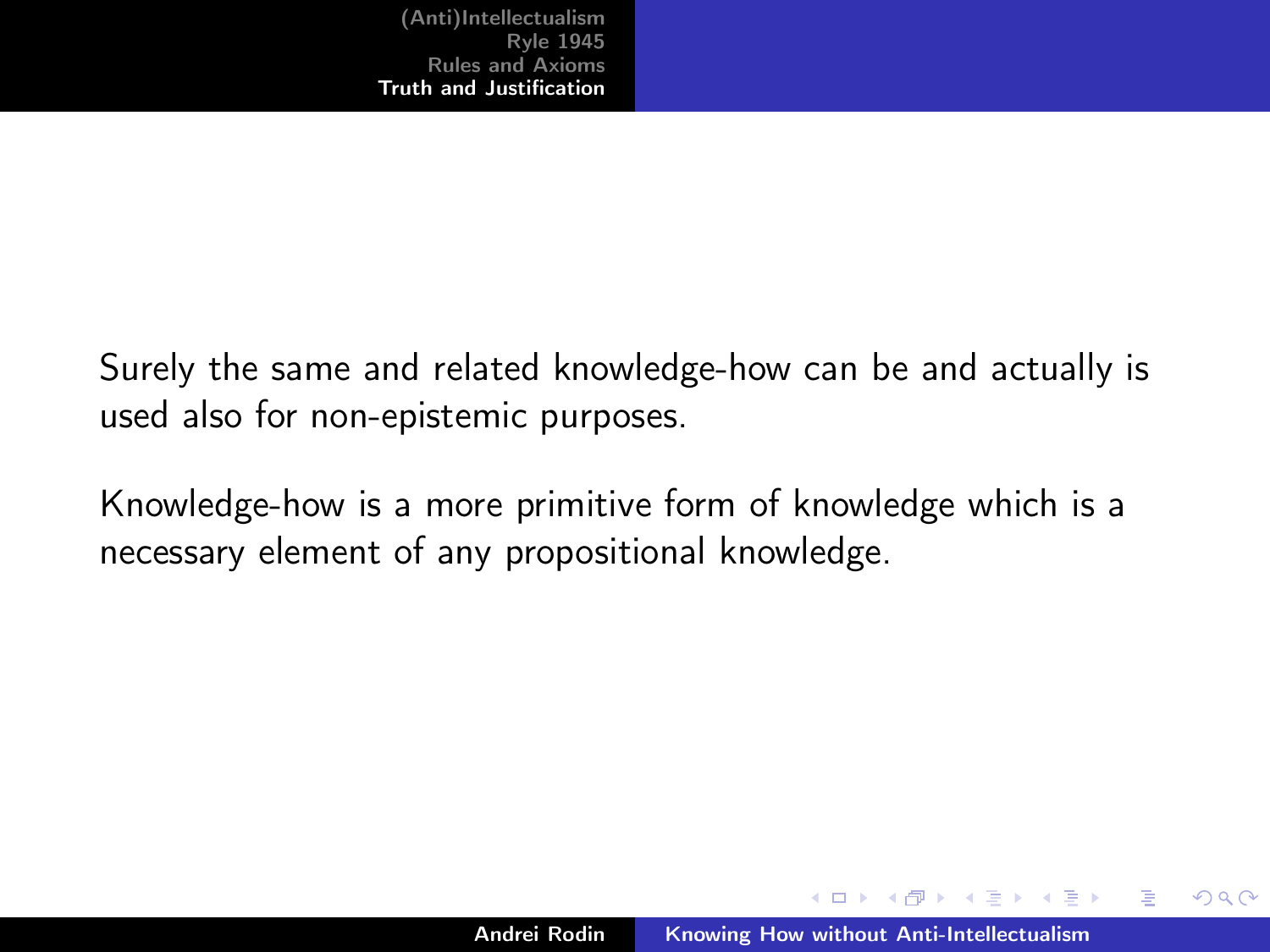Surely the same and related knowledge-how can be and actually is used also for non-epistemic purposes.

Knowledge-how is a more primitive form of knowledge which is a necessary element of any propositional knowledge.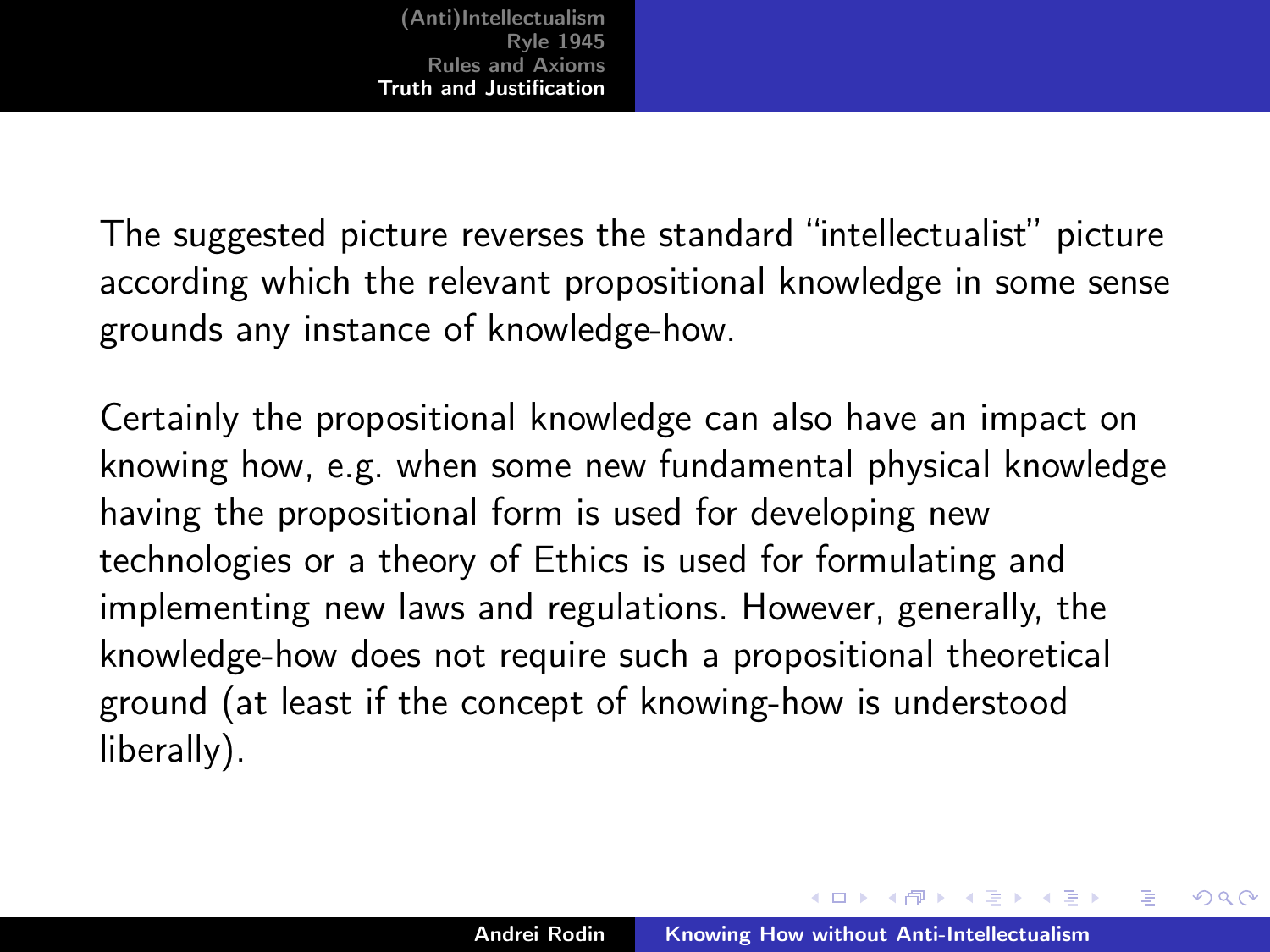The suggested picture reverses the standard "intellectualist" picture according which the relevant propositional knowledge in some sense grounds any instance of knowledge-how.

Certainly the propositional knowledge can also have an impact on knowing how, e.g. when some new fundamental physical knowledge having the propositional form is used for developing new technologies or a theory of Ethics is used for formulating and implementing new laws and regulations. However, generally, the knowledge-how does not require such a propositional theoretical ground (at least if the concept of knowing-how is understood liberally).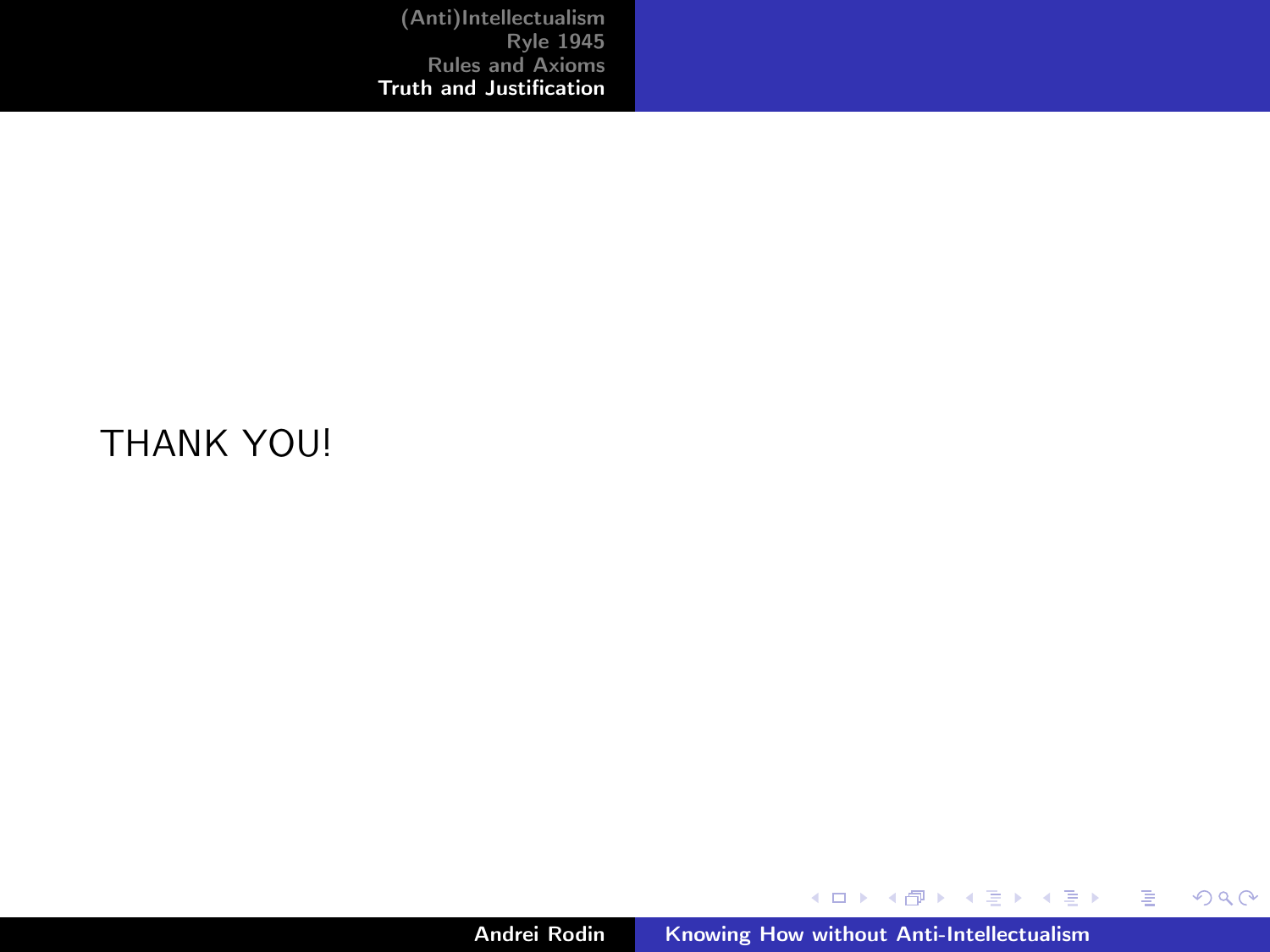THANK YOU!